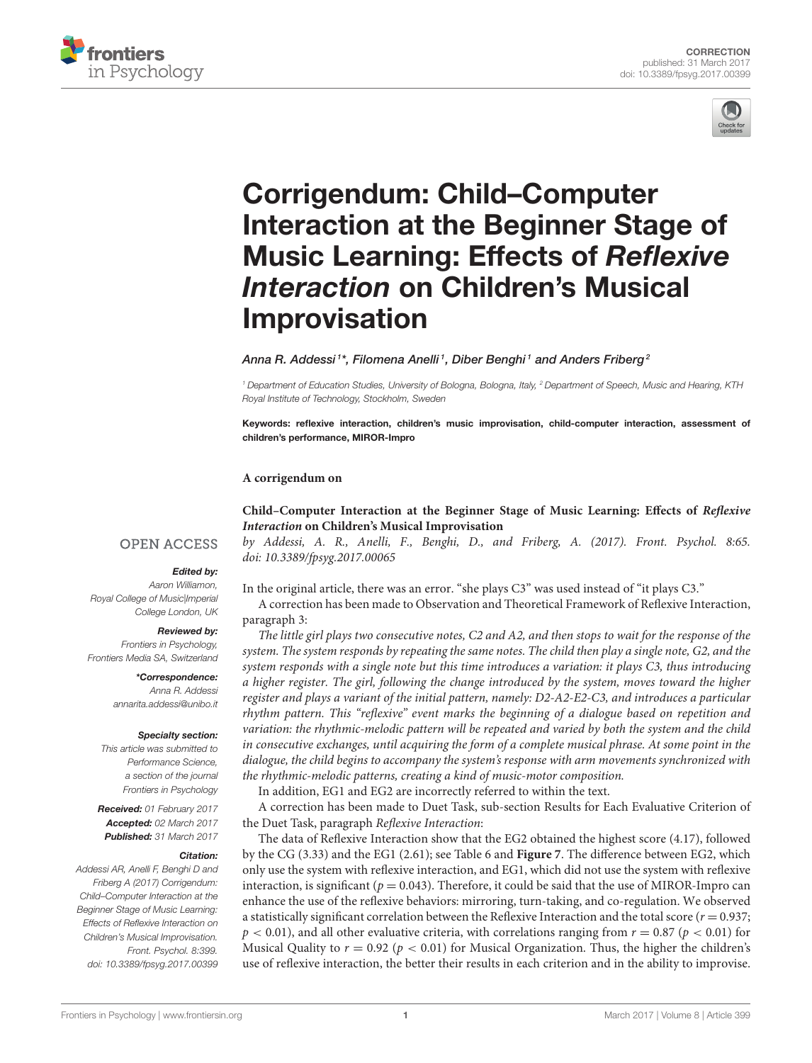CORRECTION
published: 31 March 2017
doi: 10.3389/fpsyg.2017.00399

# Corrigendum: Child–Computer Interaction at the Beginner Stage of Music Learning: Effects of *Reflexive Interaction* on Children's Musical Improvisation

*Anna R. Addessi[1]\*, Filomena Anelli[1], Diber Benghi[1] and Anders Friberg[2]*

[1] Department of Education Studies, University of Bologna, Bologna, Italy, [2] Department of Speech, Music and Hearing, KTH Royal Institute of Technology, Stockholm, Sweden

**Keywords: reflexive interaction, children's music improvisation, child-computer interaction, assessment of children's performance, MIROR-Impro**

OPEN ACCESS

***Edited by:***
Aaron Williamon,
Royal College of Music|Imperial College London, UK

***Reviewed by:***
Frontiers in Psychology,
Frontiers Media SA, Switzerland

***\*Correspondence:***
Anna R. Addessi
annarita.addessi@unibo.it

***Specialty section:***
This article was submitted to Performance Science, a section of the journal Frontiers in Psychology

***Received:*** 01 February 2017
***Accepted:*** 02 March 2017
***Published:*** 31 March 2017

***Citation:***
Addessi AR, Anelli F, Benghi D and Friberg A (2017) Corrigendum: Child–Computer Interaction at the Beginner Stage of Music Learning: Effects of Reflexive Interaction on Children's Musical Improvisation. Front. Psychol. 8:399. doi: 10.3389/fpsyg.2017.00399

**A corrigendum on**

**Child–Computer Interaction at the Beginner Stage of Music Learning: Effects of *Reflexive Interaction* on Children's Musical Improvisation**
*by Addessi, A. R., Anelli, F., Benghi, D., and Friberg, A. (2017). Front. Psychol. 8:65. doi: 10.3389/fpsyg.2017.00065*

In the original article, there was an error. "she plays C3" was used instead of "it plays C3."

A correction has been made to Observation and Theoretical Framework of Reflexive Interaction, paragraph 3:

*The little girl plays two consecutive notes, C2 and A2, and then stops to wait for the response of the system. The system responds by repeating the same notes. The child then play a single note, G2, and the system responds with a single note but this time introduces a variation: it plays C3, thus introducing a higher register. The girl, following the change introduced by the system, moves toward the higher register and plays a variant of the initial pattern, namely: D2-A2-E2-C3, and introduces a particular rhythm pattern. This "reflexive" event marks the beginning of a dialogue based on repetition and variation: the rhythmic-melodic pattern will be repeated and varied by both the system and the child in consecutive exchanges, until acquiring the form of a complete musical phrase. At some point in the dialogue, the child begins to accompany the system's response with arm movements synchronized with the rhythmic-melodic patterns, creating a kind of music-motor composition.*

In addition, EG1 and EG2 are incorrectly referred to within the text.

A correction has been made to Duet Task, sub-section Results for Each Evaluative Criterion of the Duet Task, paragraph *Reflexive Interaction*:

The data of Reflexive Interaction show that the EG2 obtained the highest score (4.17), followed by the CG (3.33) and the EG1 (2.61); see Table 6 and **Figure 7**. The difference between EG2, which only use the system with reflexive interaction, and EG1, which did not use the system with reflexive interaction, is significant ($p = 0.043$). Therefore, it could be said that the use of MIROR-Impro can enhance the use of the reflexive behaviors: mirroring, turn-taking, and co-regulation. We observed a statistically significant correlation between the Reflexive Interaction and the total score ($r = 0.937$; $p < 0.01$), and all other evaluative criteria, with correlations ranging from $r = 0.87$ ($p < 0.01$) for Musical Quality to $r = 0.92$ ($p < 0.01$) for Musical Organization. Thus, the higher the children's use of reflexive interaction, the better their results in each criterion and in the ability to improvise.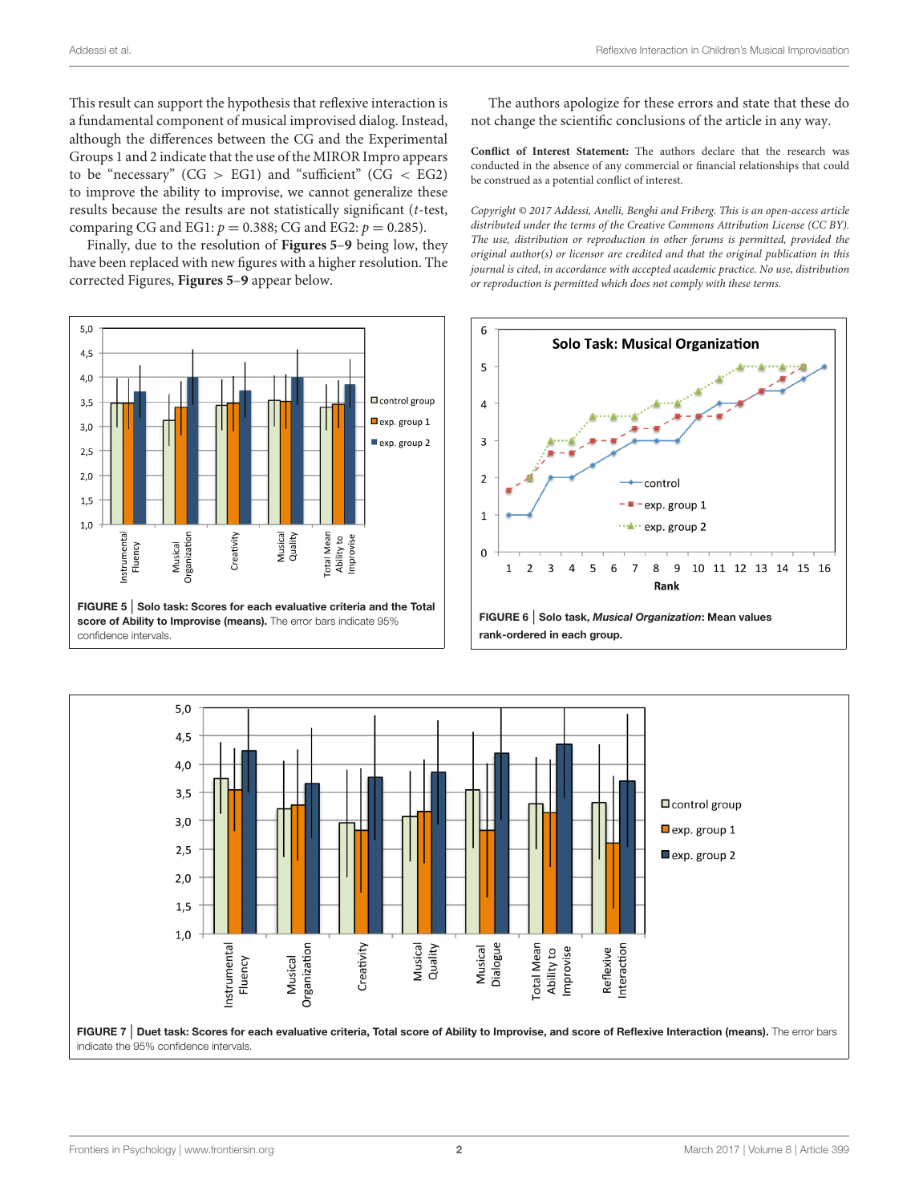This result can support the hypothesis that reflexive interaction is a fundamental component of musical improvised dialog. Instead, although the differences between the CG and the Experimental Groups 1 and 2 indicate that the use of the MIROR Impro appears to be "necessary" (CG > EG1) and "sufficient" (CG < EG2) to improve the ability to improvise, we cannot generalize these results because the results are not statistically significant ($t$-test, comparing CG and EG1: $p = 0.388$; CG and EG2: $p = 0.285$).

Finally, due to the resolution of **Figures 5–9** being low, they have been replaced with new figures with a higher resolution. The corrected Figures, **Figures 5–9** appear below.

The authors apologize for these errors and state that these do not change the scientific conclusions of the article in any way.

**Conflict of Interest Statement:** The authors declare that the research was conducted in the absence of any commercial or financial relationships that could be construed as a potential conflict of interest.

*Copyright © 2017 Addessi, Anelli, Benghi and Friberg. This is an open-access article distributed under the terms of the Creative Commons Attribution License (CC BY). The use, distribution or reproduction in other forums is permitted, provided the original author(s) or licensor are credited and that the original publication in this journal is cited, in accordance with accepted academic practice. No use, distribution or reproduction is permitted which does not comply with these terms.*

**FIGURE 5 | Solo task: Scores for each evaluative criteria and the Total score of Ability to Improvise (means).** The error bars indicate 95% confidence intervals.

**FIGURE 6 | Solo task, *Musical Organization*: Mean values rank-ordered in each group.**

**FIGURE 7 | Duet task: Scores for each evaluative criteria, Total score of Ability to Improvise, and score of Reflexive Interaction (means).** The error bars indicate the 95% confidence intervals.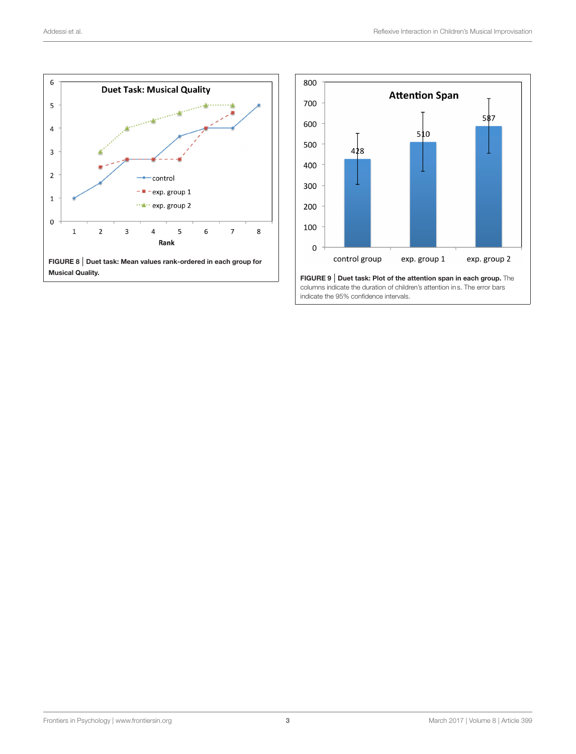Duet Task: Musical Quality

6
5
4
3
2
1
0

1 2 3 4 5 6 7 8

Rank

control
exp. group 1
exp. group 2

**FIGURE 8 | Duet task: Mean values rank-ordered in each group for Musical Quality.**

Attention Span

800
700
600
500
400
300
200
100
0

428
510
587

control group
exp. group 1
exp. group 2

**FIGURE 9 | Duet task: Plot of the attention span in each group.** The columns indicate the duration of children's attention in s. The error bars indicate the 95% confidence intervals.